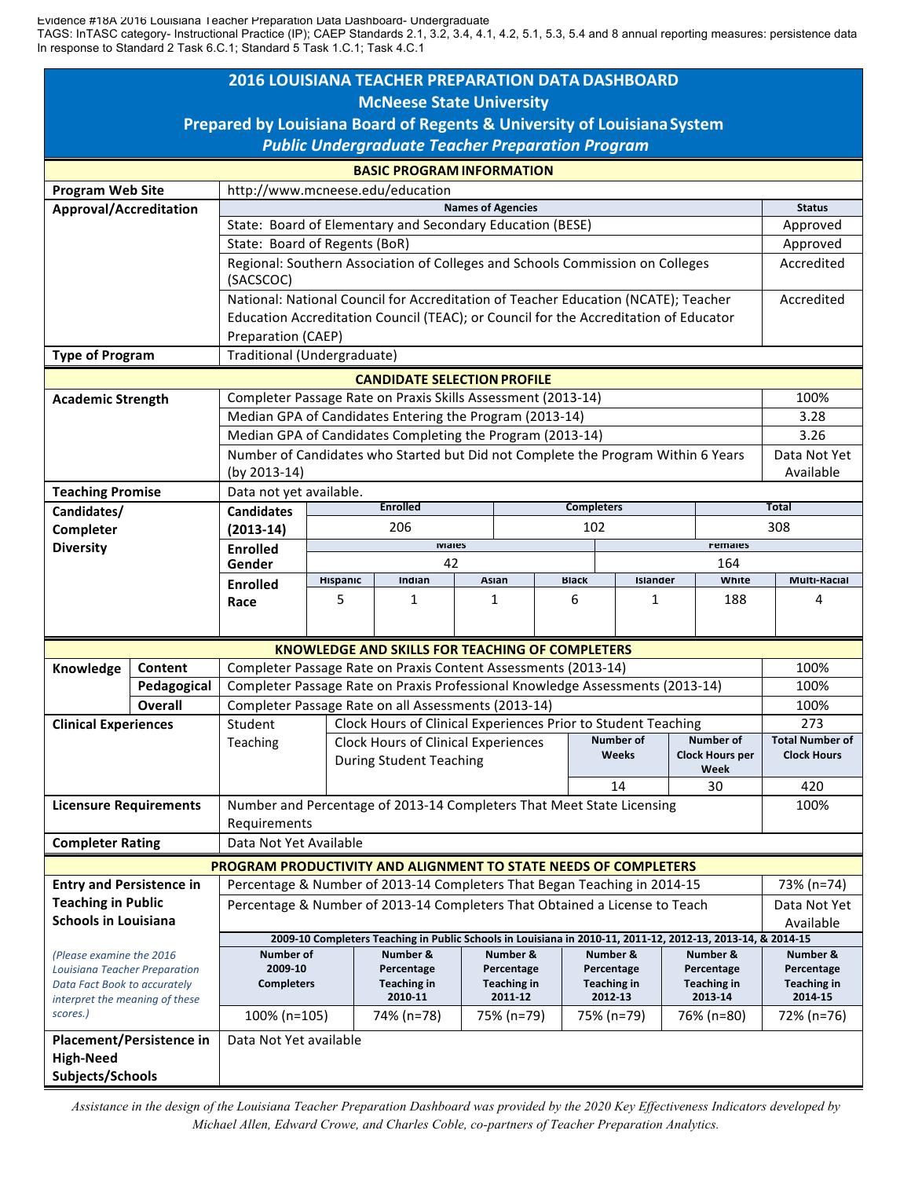Evidence #18A 2016 Louisiana Teacher Preparation Data Dashboard- Undergraduate
TAGS: InTASC category- Instructional Practice (IP); CAEP Standards 2.1, 3.2, 3.4, 4.1, 4.2, 5.1, 5.3, 5.4 and 8 annual reporting measures: persistence data
In response to Standard 2 Task 6.C.1; Standard 5 Task 1.C.1; Task 4.C.1

# 2016 LOUISIANA TEACHER PREPARATION DATA DASHBOARD
## McNeese State University
### Prepared by Louisiana Board of Regents & University of Louisiana System
### *Public Undergraduate Teacher Preparation Program*

**BASIC PROGRAM INFORMATION**

| | | |
|---|---|---|
| **Program Web Site** | http://www.mcneese.edu/education | |
| **Approval/Accreditation** | **Names of Agencies** | **Status** |
| | State: Board of Elementary and Secondary Education (BESE) | Approved |
| | State: Board of Regents (BoR) | Approved |
| | Regional: Southern Association of Colleges and Schools Commission on Colleges (SACSCOC) | Accredited |
| | National: National Council for Accreditation of Teacher Education (NCATE); Teacher Education Accreditation Council (TEAC); or Council for the Accreditation of Educator Preparation (CAEP) | Accredited |
| **Type of Program** | Traditional (Undergraduate) | |

**CANDIDATE SELECTION PROFILE**

| | | |
|---|---|---|
| **Academic Strength** | Completer Passage Rate on Praxis Skills Assessment (2013-14) | 100% |
| | Median GPA of Candidates Entering the Program (2013-14) | 3.28 |
| | Median GPA of Candidates Completing the Program (2013-14) | 3.26 |
| | Number of Candidates who Started but Did not Complete the Program Within 6 Years (by 2013-14) | Data Not Yet Available |
| **Teaching Promise** | Data not yet available. | |

**Candidates/Completer Diversity**

| **Candidates (2013-14)** | Enrolled | Completers | Total |
|---|---|---|---|
| | 206 | 102 | 308 |

| **Enrolled Gender** | Males | Females |
|---|---|---|
| | 42 | 164 |

| **Enrolled Race** | Hispanic | Indian | Asian | Black | Islander | White | Multi-Racial |
|---|---|---|---|---|---|---|---|
| | 5 | 1 | 1 | 6 | 1 | 188 | 4 |

**KNOWLEDGE AND SKILLS FOR TEACHING OF COMPLETERS**

| | | | |
|---|---|---|---|
| **Knowledge** | **Content** | Completer Passage Rate on Praxis Content Assessments (2013-14) | 100% |
| | **Pedagogical** | Completer Passage Rate on Praxis Professional Knowledge Assessments (2013-14) | 100% |
| | **Overall** | Completer Passage Rate on all Assessments (2013-14) | 100% |

**Clinical Experiences** — Student Teaching

| | Number of Weeks | Number of Clock Hours per Week | Total Number of Clock Hours |
|---|---|---|---|
| Clock Hours of Clinical Experiences Prior to Student Teaching | | | 273 |
| Clock Hours of Clinical Experiences During Student Teaching | 14 | 30 | 420 |

| | | |
|---|---|---|
| **Licensure Requirements** | Number and Percentage of 2013-14 Completers That Meet State Licensing Requirements | 100% |
| **Completer Rating** | Data Not Yet Available | |

**PROGRAM PRODUCTIVITY AND ALIGNMENT TO STATE NEEDS OF COMPLETERS**

**Entry and Persistence in Teaching in Public Schools in Louisiana**

*(Please examine the 2016 Louisiana Teacher Preparation Data Fact Book to accurately interpret the meaning of these scores.)*

| | |
|---|---|
| Percentage & Number of 2013-14 Completers That Began Teaching in 2014-15 | 73% (n=74) |
| Percentage & Number of 2013-14 Completers That Obtained a License to Teach | Data Not Yet Available |

**2009-10 Completers Teaching in Public Schools in Louisiana in 2010-11, 2011-12, 2012-13, 2013-14, & 2014-15**

| Number of 2009-10 Completers | Number & Percentage Teaching in 2010-11 | Number & Percentage Teaching in 2011-12 | Number & Percentage Teaching in 2012-13 | Number & Percentage Teaching in 2013-14 | Number & Percentage Teaching in 2014-15 |
|---|---|---|---|---|---|
| 100% (n=105) | 74% (n=78) | 75% (n=79) | 75% (n=79) | 76% (n=80) | 72% (n=76) |

| | |
|---|---|
| **Placement/Persistence in High-Need Subjects/Schools** | Data Not Yet available |

*Assistance in the design of the Louisiana Teacher Preparation Dashboard was provided by the 2020 Key Effectiveness Indicators developed by Michael Allen, Edward Crowe, and Charles Coble, co-partners of Teacher Preparation Analytics.*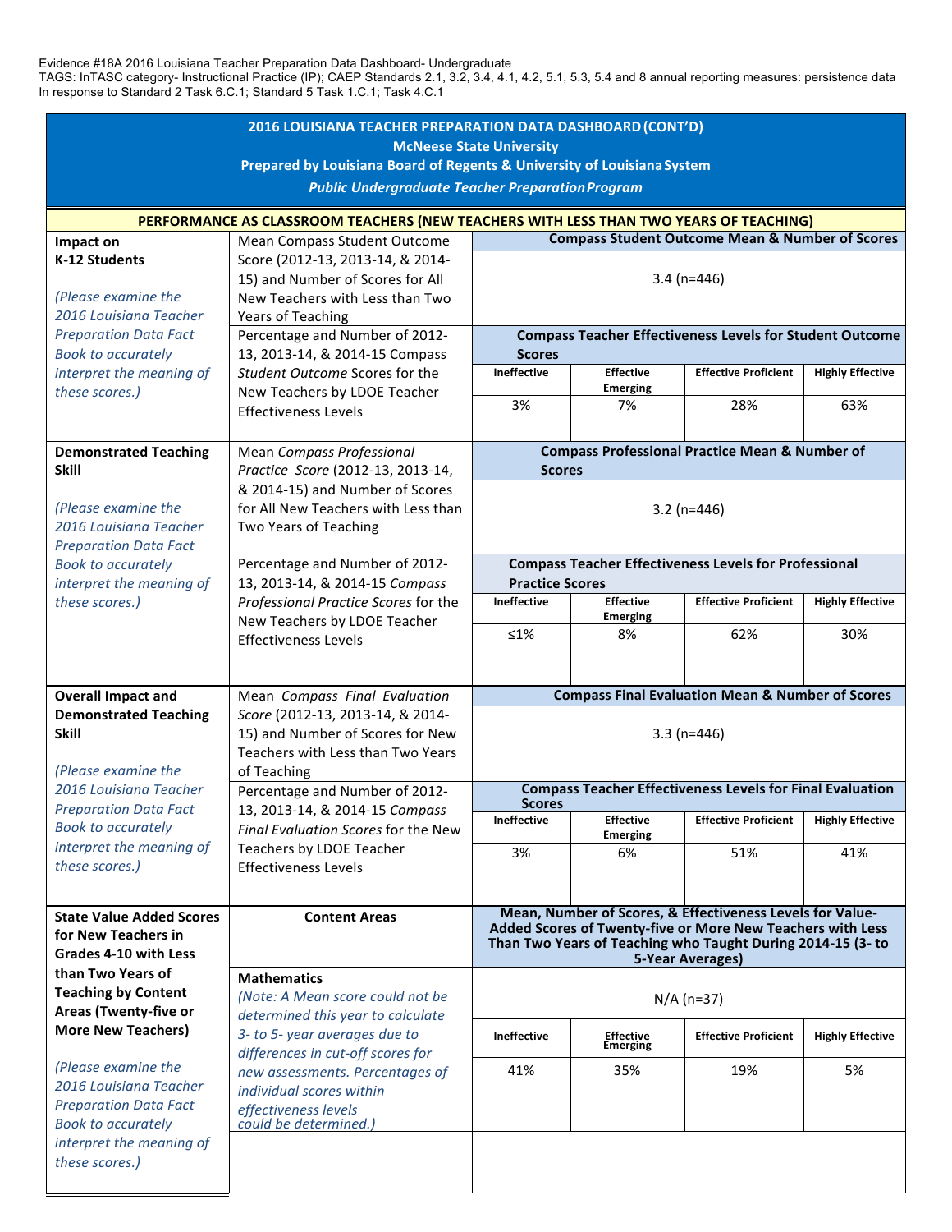Evidence #18A 2016 Louisiana Teacher Preparation Data Dashboard- Undergraduate
TAGS: InTASC category- Instructional Practice (IP); CAEP Standards 2.1, 3.2, 3.4, 4.1, 4.2, 5.1, 5.3, 5.4 and 8 annual reporting measures: persistence data
In response to Standard 2 Task 6.C.1; Standard 5 Task 1.C.1; Task 4.C.1

## 2016 LOUISIANA TEACHER PREPARATION DATA DASHBOARD (CONT'D)

**McNeese State University**

**Prepared by Louisiana Board of Regents & University of Louisiana System**

***Public Undergraduate Teacher Preparation Program***

### PERFORMANCE AS CLASSROOM TEACHERS (NEW TEACHERS WITH LESS THAN TWO YEARS OF TEACHING)

| Category | Measure | | | | |
|---|---|---|---|---|---|
| **Impact on K-12 Students** *(Please examine the 2016 Louisiana Teacher Preparation Data Fact Book to accurately interpret the meaning of these scores.)* | Mean Compass Student Outcome Score (2012-13, 2013-14, & 2014-15) and Number of Scores for All New Teachers with Less than Two Years of Teaching | **Compass Student Outcome Mean & Number of Scores** | | | |
| | | 3.4 (n=446) | | | |
| | Percentage and Number of 2012-13, 2013-14, & 2014-15 Compass *Student Outcome* Scores for the New Teachers by LDOE Teacher Effectiveness Levels | **Compass Teacher Effectiveness Levels for Student Outcome Scores** | | | |
| | | **Ineffective** | **Effective Emerging** | **Effective Proficient** | **Highly Effective** |
| | | 3% | 7% | 28% | 63% |
| **Demonstrated Teaching Skill** *(Please examine the 2016 Louisiana Teacher Preparation Data Fact Book to accurately interpret the meaning of these scores.)* | Mean *Compass Professional Practice Score* (2012-13, 2013-14, & 2014-15) and Number of Scores for All New Teachers with Less than Two Years of Teaching | **Compass Professional Practice Mean & Number of Scores** | | | |
| | | 3.2 (n=446) | | | |
| | Percentage and Number of 2012-13, 2013-14, & 2014-15 *Compass Professional Practice Scores* for the New Teachers by LDOE Teacher Effectiveness Levels | **Compass Teacher Effectiveness Levels for Professional Practice Scores** | | | |
| | | **Ineffective** | **Effective Emerging** | **Effective Proficient** | **Highly Effective** |
| | | ≤1% | 8% | 62% | 30% |
| **Overall Impact and Demonstrated Teaching Skill** *(Please examine the 2016 Louisiana Teacher Preparation Data Fact Book to accurately interpret the meaning of these scores.)* | Mean *Compass Final Evaluation Score* (2012-13, 2013-14, & 2014-15) and Number of Scores for New Teachers with Less than Two Years of Teaching | **Compass Final Evaluation Mean & Number of Scores** | | | |
| | | 3.3 (n=446) | | | |
| | Percentage and Number of 2012-13, 2013-14, & 2014-15 *Compass Final Evaluation Scores* for the New Teachers by LDOE Teacher Effectiveness Levels | **Compass Teacher Effectiveness Levels for Final Evaluation Scores** | | | |
| | | **Ineffective** | **Effective Emerging** | **Effective Proficient** | **Highly Effective** |
| | | 3% | 6% | 51% | 41% |
| **State Value Added Scores for New Teachers in Grades 4-10 with Less than Two Years of Teaching by Content Areas (Twenty-five or More New Teachers)** *(Please examine the 2016 Louisiana Teacher Preparation Data Fact Book to accurately interpret the meaning of these scores.)* | **Content Areas** | **Mean, Number of Scores, & Effectiveness Levels for Value-Added Scores of Twenty-five or More New Teachers with Less Than Two Years of Teaching who Taught During 2014-15 (3- to 5-Year Averages)** | | | |
| | **Mathematics** *(Note: A Mean score could not be determined this year to calculate 3- to 5- year averages due to differences in cut-off scores for new assessments. Percentages of individual scores within effectiveness levels could be determined.)* | N/A (n=37) | | | |
| | | **Ineffective** | **Effective Emerging** | **Effective Proficient** | **Highly Effective** |
| | | 41% | 35% | 19% | 5% |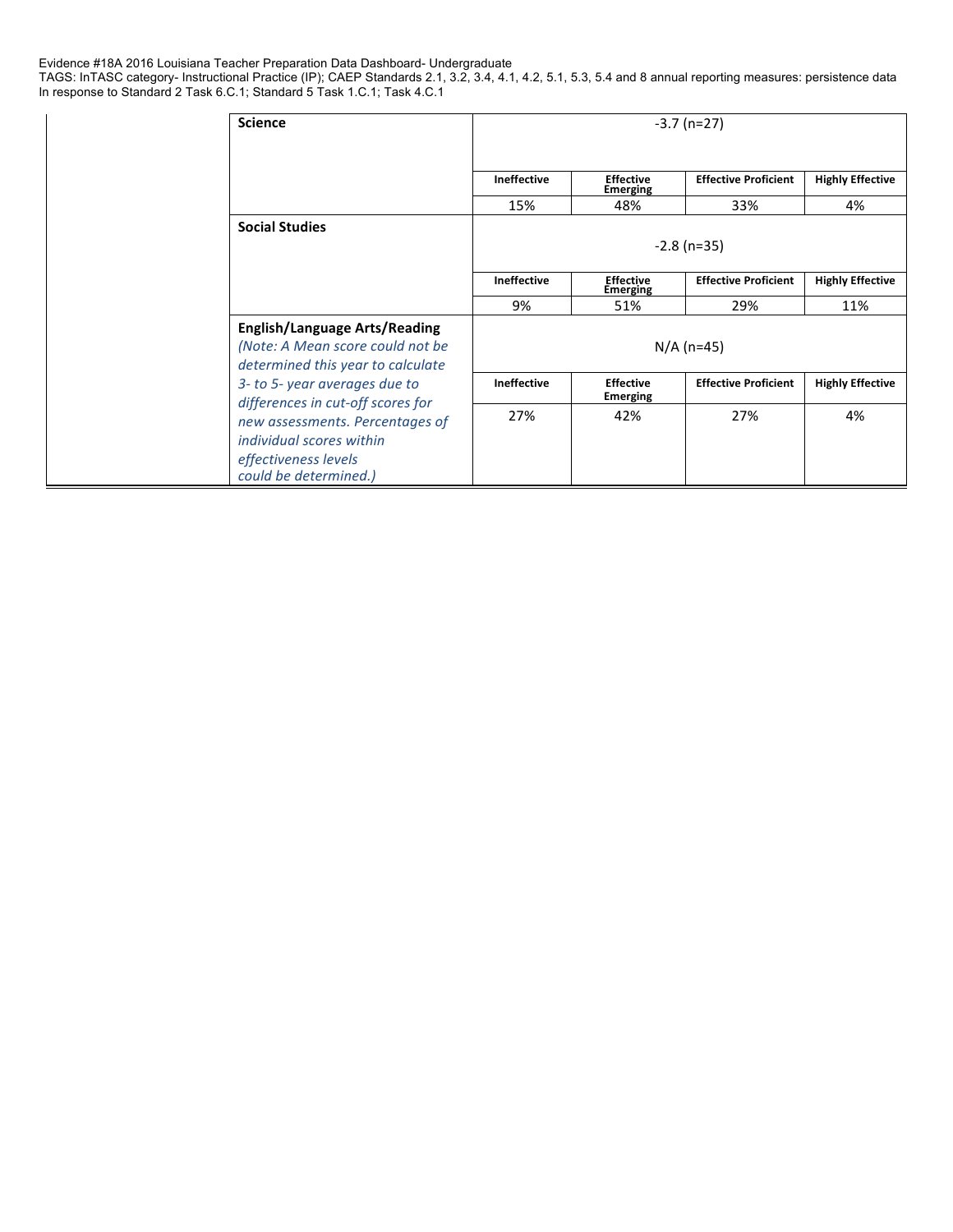Evidence #18A 2016 Louisiana Teacher Preparation Data Dashboard- Undergraduate
TAGS: InTASC category- Instructional Practice (IP); CAEP Standards 2.1, 3.2, 3.4, 4.1, 4.2, 5.1, 5.3, 5.4 and 8 annual reporting measures: persistence data
In response to Standard 2 Task 6.C.1; Standard 5 Task 1.C.1; Task 4.C.1

| | | | | | |
|---|---|---|---|---|---|
| | **Science** | -3.7 (n=27) | | | |
| | | **Ineffective** | **Effective Emerging** | **Effective Proficient** | **Highly Effective** |
| | | 15% | 48% | 33% | 4% |
| | **Social Studies** | -2.8 (n=35) | | | |
| | | **Ineffective** | **Effective Emerging** | **Effective Proficient** | **Highly Effective** |
| | | 9% | 51% | 29% | 11% |
| | **English/Language Arts/Reading** *(Note: A Mean score could not be determined this year to calculate 3- to 5- year averages due to differences in cut-off scores for new assessments. Percentages of individual scores within effectiveness levels could be determined.)* | N/A (n=45) | | | |
| | | **Ineffective** | **Effective Emerging** | **Effective Proficient** | **Highly Effective** |
| | | 27% | 42% | 27% | 4% |